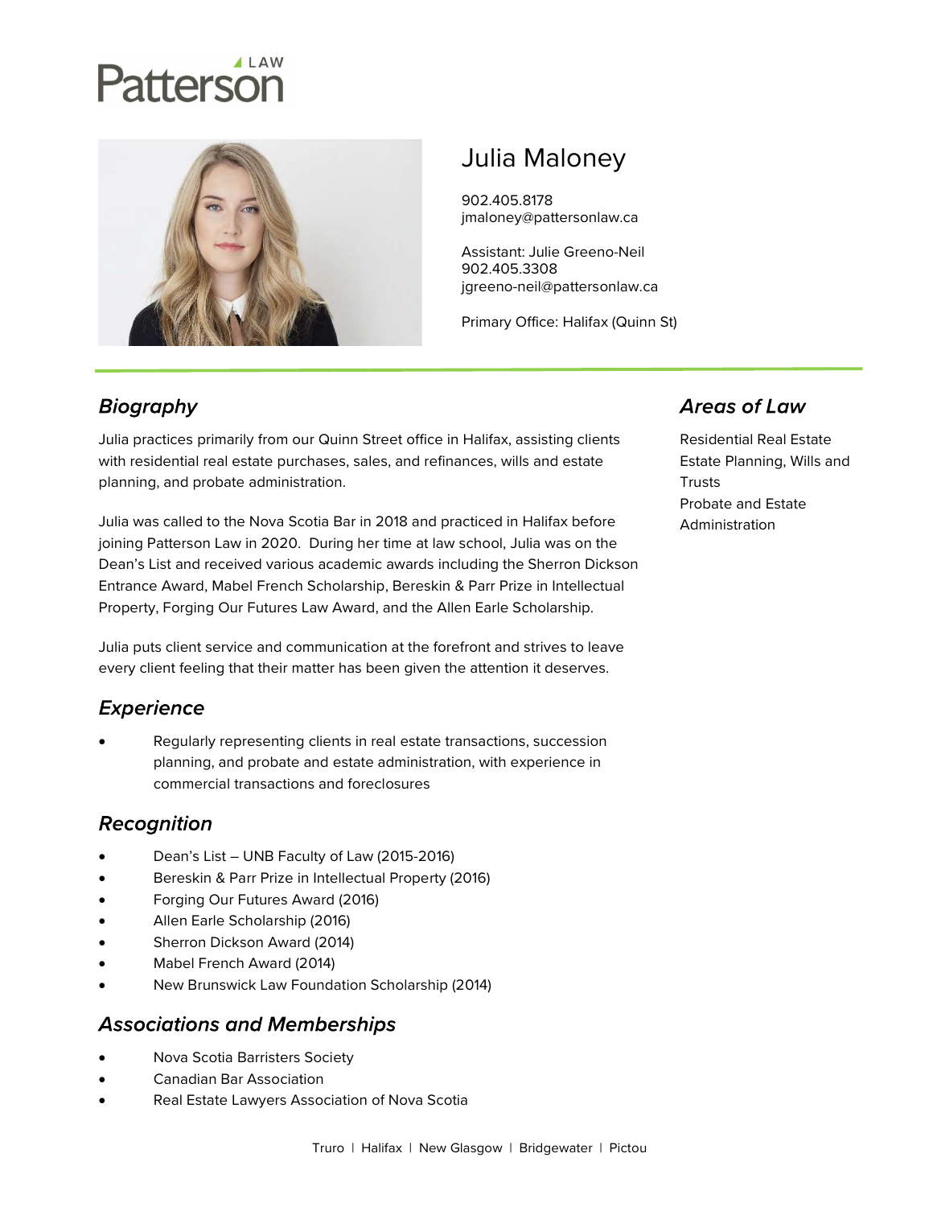Patterson LAW

# Julia Maloney

902.405.8178
jmaloney@pattersonlaw.ca

Assistant: Julie Greeno-Neil
902.405.3308
jgreeno-neil@pattersonlaw.ca

Primary Office: Halifax (Quinn St)

## *Biography*

Julia practices primarily from our Quinn Street office in Halifax, assisting clients with residential real estate purchases, sales, and refinances, wills and estate planning, and probate administration.

Julia was called to the Nova Scotia Bar in 2018 and practiced in Halifax before joining Patterson Law in 2020. During her time at law school, Julia was on the Dean's List and received various academic awards including the Sherron Dickson Entrance Award, Mabel French Scholarship, Bereskin & Parr Prize in Intellectual Property, Forging Our Futures Law Award, and the Allen Earle Scholarship.

Julia puts client service and communication at the forefront and strives to leave every client feeling that their matter has been given the attention it deserves.

## *Experience*

- Regularly representing clients in real estate transactions, succession planning, and probate and estate administration, with experience in commercial transactions and foreclosures

## *Recognition*

- Dean's List – UNB Faculty of Law (2015-2016)
- Bereskin & Parr Prize in Intellectual Property (2016)
- Forging Our Futures Award (2016)
- Allen Earle Scholarship (2016)
- Sherron Dickson Award (2014)
- Mabel French Award (2014)
- New Brunswick Law Foundation Scholarship (2014)

## *Associations and Memberships*

- Nova Scotia Barristers Society
- Canadian Bar Association
- Real Estate Lawyers Association of Nova Scotia

## *Areas of Law*

Residential Real Estate
Estate Planning, Wills and Trusts
Probate and Estate Administration

Truro | Halifax | New Glasgow | Bridgewater | Pictou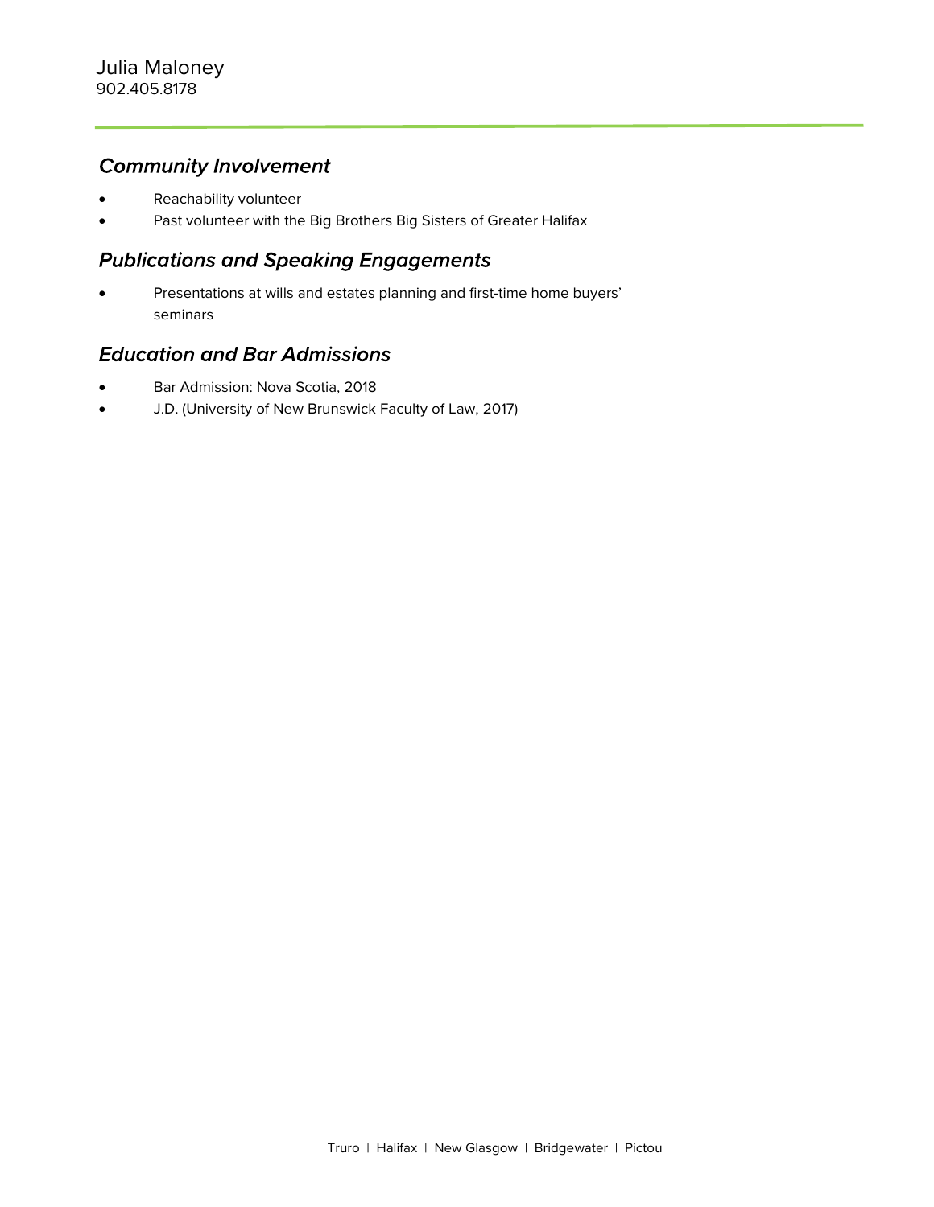Julia Maloney
902.405.8178

## *Community Involvement*

- Reachability volunteer
- Past volunteer with the Big Brothers Big Sisters of Greater Halifax

## *Publications and Speaking Engagements*

- Presentations at wills and estates planning and first-time home buyers' seminars

## *Education and Bar Admissions*

- Bar Admission: Nova Scotia, 2018
- J.D. (University of New Brunswick Faculty of Law, 2017)